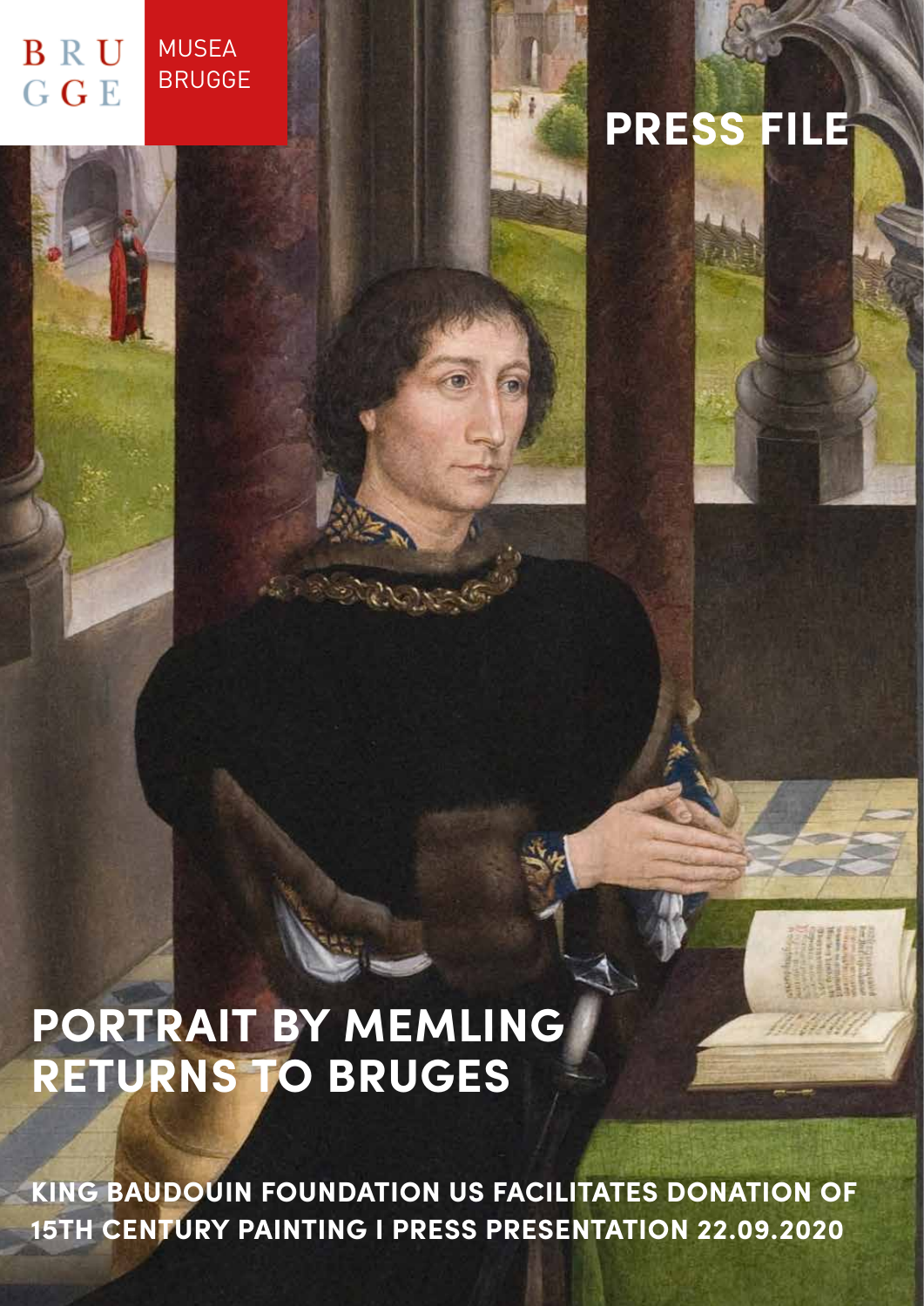BRU GGE

MUSEA BRUGGE

PRESS FILE

# PORTRAIT BY MEMLING RETURNS TO BRUGES

**KING BAUDOUIN FOUNDATION US FACILITATES DONATION OF 15TH CENTURY PAINTING I PRESS PRESENTATION 22.09.2020**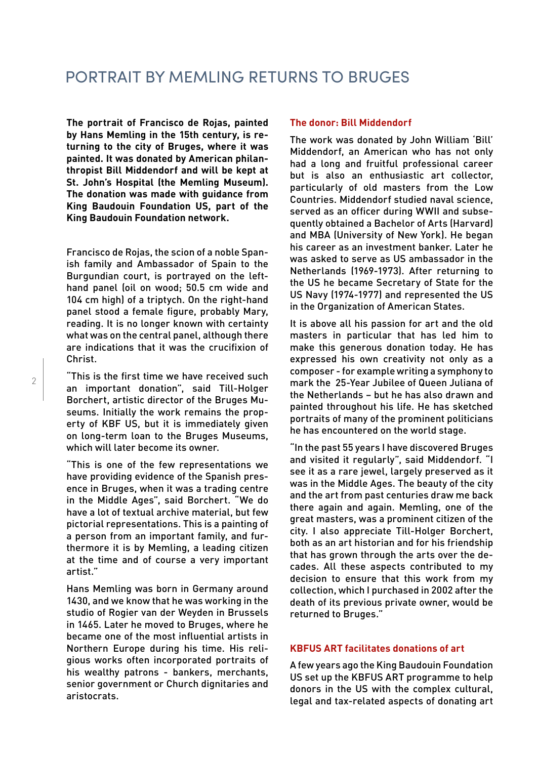# PORTRAIT BY MEMLING RETURNS TO BRUGES

**The portrait of Francisco de Rojas, painted by Hans Memling in the 15th century, is returning to the city of Bruges, where it was painted. It was donated by American philanthropist Bill Middendorf and will be kept at St. John's Hospital (the Memling Museum). The donation was made with guidance from King Baudouin Foundation US, part of the King Baudouin Foundation network.**

Francisco de Rojas, the scion of a noble Spanish family and Ambassador of Spain to the Burgundian court, is portrayed on the left-hand panel (oil on wood; 50.5 cm wide and 104 cm high) of a triptych. On the right-hand panel stood a female figure, probably Mary, reading. It is no longer known with certainty what was on the central panel, although there are indications that it was the crucifixion of Christ.

"This is the first time we have received such an important donation", said Till-Holger Borchert, artistic director of the Bruges Museums. Initially the work remains the property of KBF US, but it is immediately given on long-term loan to the Bruges Museums, which will later become its owner.

"This is one of the few representations we have providing evidence of the Spanish presence in Bruges, when it was a trading centre in the Middle Ages", said Borchert. "We do have a lot of textual archive material, but few pictorial representations. This is a painting of a person from an important family, and furthermore it is by Memling, a leading citizen at the time and of course a very important artist."

Hans Memling was born in Germany around 1430, and we know that he was working in the studio of Rogier van der Weyden in Brussels in 1465. Later he moved to Bruges, where he became one of the most influential artists in Northern Europe during his time. His religious works often incorporated portraits of his wealthy patrons - bankers, merchants, senior government or Church dignitaries and aristocrats.

## The donor: Bill Middendorf

The work was donated by John William 'Bill' Middendorf, an American who has not only had a long and fruitful professional career but is also an enthusiastic art collector, particularly of old masters from the Low Countries. Middendorf studied naval science, served as an officer during WWII and subsequently obtained a Bachelor of Arts (Harvard) and MBA (University of New York). He began his career as an investment banker. Later he was asked to serve as US ambassador in the Netherlands (1969-1973). After returning to the US he became Secretary of State for the US Navy (1974-1977) and represented the US in the Organization of American States.

It is above all his passion for art and the old masters in particular that has led him to make this generous donation today. He has expressed his own creativity not only as a composer - for example writing a symphony to mark the 25-Year Jubilee of Queen Juliana of the Netherlands – but he has also drawn and painted throughout his life. He has sketched portraits of many of the prominent politicians he has encountered on the world stage.

"In the past 55 years I have discovered Bruges and visited it regularly", said Middendorf. "I see it as a rare jewel, largely preserved as it was in the Middle Ages. The beauty of the city and the art from past centuries draw me back there again and again. Memling, one of the great masters, was a prominent citizen of the city. I also appreciate Till-Holger Borchert, both as an art historian and for his friendship that has grown through the arts over the decades. All these aspects contributed to my decision to ensure that this work from my collection, which I purchased in 2002 after the death of its previous private owner, would be returned to Bruges."

## KBFUS ART facilitates donations of art

A few years ago the King Baudouin Foundation US set up the KBFUS ART programme to help donors in the US with the complex cultural, legal and tax-related aspects of donating art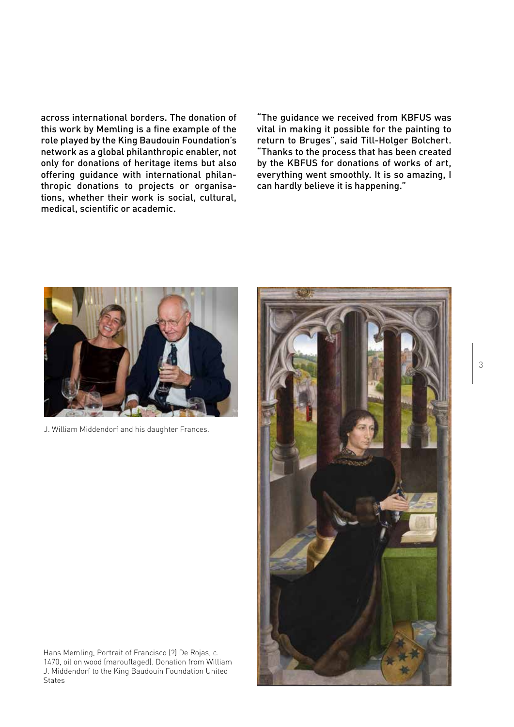across international borders. The donation of this work by Memling is a fine example of the role played by the King Baudouin Foundation's network as a global philanthropic enabler, not only for donations of heritage items but also offering guidance with international philanthropic donations to projects or organisations, whether their work is social, cultural, medical, scientific or academic.

"The guidance we received from KBFUS was vital in making it possible for the painting to return to Bruges", said Till-Holger Bolchert. "Thanks to the process that has been created by the KBFUS for donations of works of art, everything went smoothly. It is so amazing, I can hardly believe it is happening."

J. William Middendorf and his daughter Frances.

Hans Memling, Portrait of Francisco (?) De Rojas, c. 1470, oil on wood (marouflaged). Donation from William J. Middendorf to the King Baudouin Foundation United States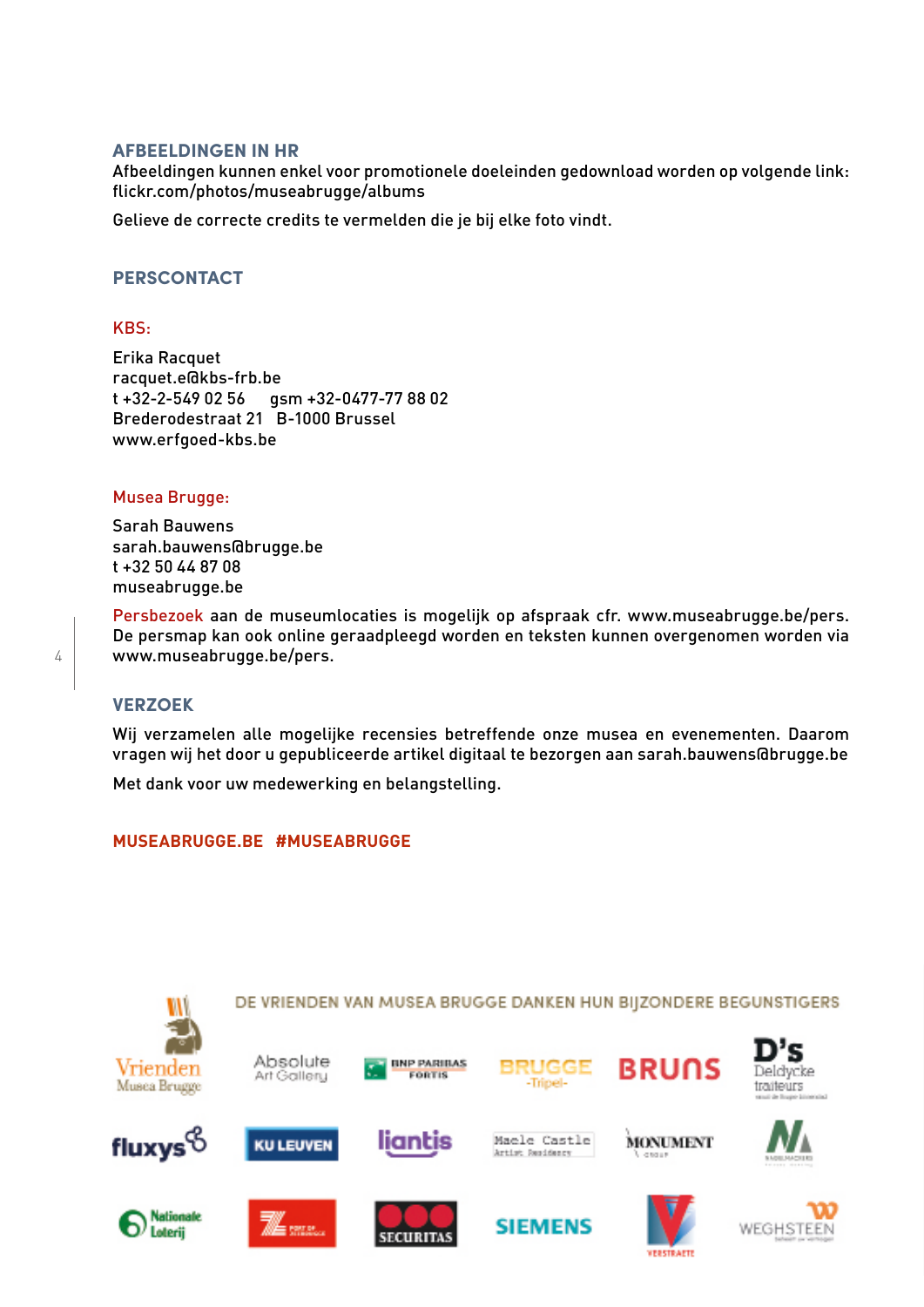## AFBEELDINGEN IN HR

Afbeeldingen kunnen enkel voor promotionele doeleinden gedownload worden op volgende link: flickr.com/photos/museabrugge/albums

Gelieve de correcte credits te vermelden die je bij elke foto vindt.

## PERSCONTACT

### KBS:

Erika Racquet
racquet.e@kbs-frb.be
t +32-2-549 02 56    gsm +32-0477-77 88 02
Brederodestraat 21   B-1000 Brussel
www.erfgoed-kbs.be

### Musea Brugge:

Sarah Bauwens
sarah.bauwens@brugge.be
t +32 50 44 87 08
museabrugge.be

Persbezoek aan de museumlocaties is mogelijk op afspraak cfr. www.museabrugge.be/pers. De persmap kan ook online geraadpleegd worden en teksten kunnen overgenomen worden via www.museabrugge.be/pers.

## VERZOEK

Wij verzamelen alle mogelijke recensies betreffende onze musea en evenementen. Daarom vragen wij het door u gepubliceerde artikel digitaal te bezorgen aan sarah.bauwens@brugge.be

Met dank voor uw medewerking en belangstelling.

**MUSEABRUGGE.BE   #MUSEABRUGGE**

DE VRIENDEN VAN MUSEA BRUGGE DANKEN HUN BIJZONDERE BEGUNSTIGERS

Vrienden Musea Brugge
Absolute Art Gallery
BNP PARIBAS FORTIS
BRUGGE -Tripel-
BRUNS
D's Deldycke traiteurs
fluxys
KU LEUVEN
liantis
Maele Castle Artist Residency
MONUMENT GROUP
Nationale Loterij
PORT OF ZEEBRUGGE
SECURITAS
SIEMENS
VERSTRAETE
WEGHSTEEN